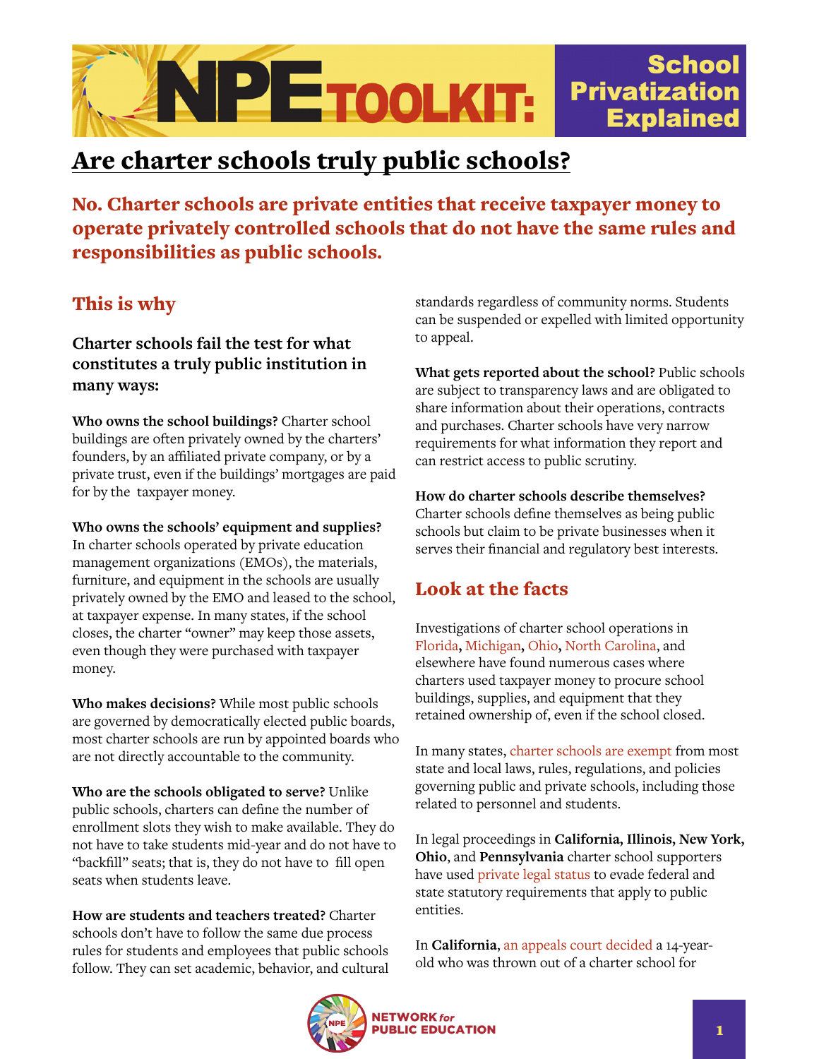# NPE TOOLKIT: School Privatization Explained

## Are charter schools truly public schools?

**No. Charter schools are private entities that receive taxpayer money to operate privately controlled schools that do not have the same rules and responsibilities as public schools.**

### This is why

#### Charter schools fail the test for what constitutes a truly public institution in many ways:

**Who owns the school buildings?** Charter school buildings are often privately owned by the charters' founders, by an affiliated private company, or by a private trust, even if the buildings' mortgages are paid for by the taxpayer money.

**Who owns the schools' equipment and supplies?** In charter schools operated by private education management organizations (EMOs), the materials, furniture, and equipment in the schools are usually privately owned by the EMO and leased to the school, at taxpayer expense. In many states, if the school closes, the charter "owner" may keep those assets, even though they were purchased with taxpayer money.

**Who makes decisions?** While most public schools are governed by democratically elected public boards, most charter schools are run by appointed boards who are not directly accountable to the community.

**Who are the schools obligated to serve?** Unlike public schools, charters can define the number of enrollment slots they wish to make available. They do not have to take students mid-year and do not have to "backfill" seats; that is, they do not have to fill open seats when students leave.

**How are students and teachers treated?** Charter schools don't have to follow the same due process rules for students and employees that public schools follow. They can set academic, behavior, and cultural standards regardless of community norms. Students can be suspended or expelled with limited opportunity to appeal.

**What gets reported about the school?** Public schools are subject to transparency laws and are obligated to share information about their operations, contracts and purchases. Charter schools have very narrow requirements for what information they report and can restrict access to public scrutiny.

**How do charter schools describe themselves?** Charter schools define themselves as being public schools but claim to be private businesses when it serves their financial and regulatory best interests.

### Look at the facts

Investigations of charter school operations in Florida, Michigan, Ohio, North Carolina, and elsewhere have found numerous cases where charters used taxpayer money to procure school buildings, supplies, and equipment that they retained ownership of, even if the school closed.

In many states, charter schools are exempt from most state and local laws, rules, regulations, and policies governing public and private schools, including those related to personnel and students.

In legal proceedings in **California, Illinois, New York, Ohio**, and **Pennsylvania** charter school supporters have used private legal status to evade federal and state statutory requirements that apply to public entities.

In **California**, an appeals court decided a 14-year-old who was thrown out of a charter school for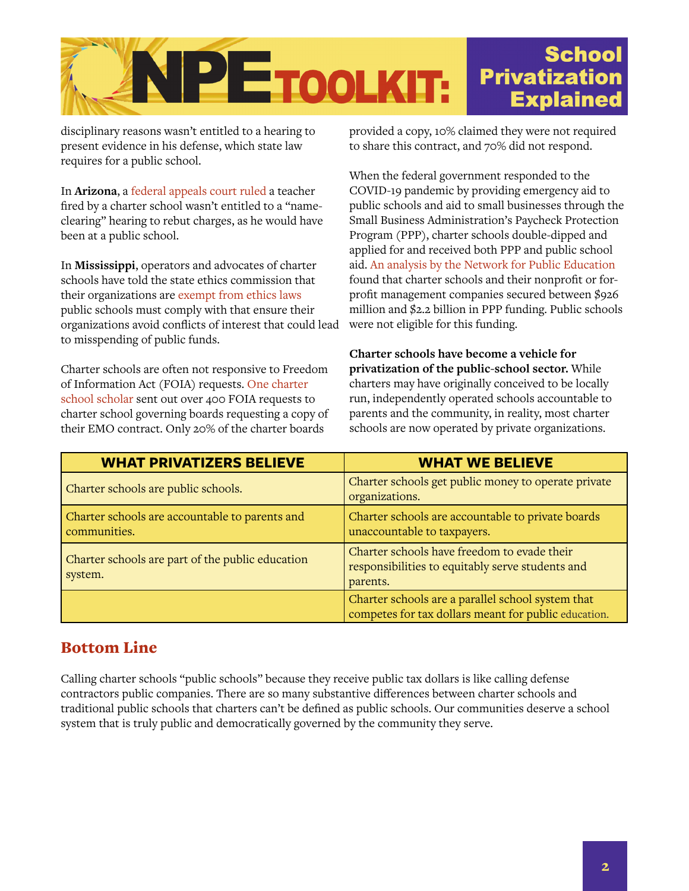disciplinary reasons wasn't entitled to a hearing to present evidence in his defense, which state law requires for a public school.

In **Arizona**, a federal appeals court ruled a teacher fired by a charter school wasn't entitled to a "name-clearing" hearing to rebut charges, as he would have been at a public school.

In **Mississippi**, operators and advocates of charter schools have told the state ethics commission that their organizations are exempt from ethics laws public schools must comply with that ensure their organizations avoid conflicts of interest that could lead to misspending of public funds.

Charter schools are often not responsive to Freedom of Information Act (FOIA) requests. One charter school scholar sent out over 400 FOIA requests to charter school governing boards requesting a copy of their EMO contract. Only 20% of the charter boards provided a copy, 10% claimed they were not required to share this contract, and 70% did not respond.

When the federal government responded to the COVID-19 pandemic by providing emergency aid to public schools and aid to small businesses through the Small Business Administration's Paycheck Protection Program (PPP), charter schools double-dipped and applied for and received both PPP and public school aid. An analysis by the Network for Public Education found that charter schools and their nonprofit or for-profit management companies secured between $926 million and $2.2 billion in PPP funding. Public schools were not eligible for this funding.

**Charter schools have become a vehicle for privatization of the public-school sector.** While charters may have originally conceived to be locally run, independently operated schools accountable to parents and the community, in reality, most charter schools are now operated by private organizations.

| WHAT PRIVATIZERS BELIEVE | WHAT WE BELIEVE |
| --- | --- |
| Charter schools are public schools. | Charter schools get public money to operate private organizations. |
| Charter schools are accountable to parents and communities. | Charter schools are accountable to private boards unaccountable to taxpayers. |
| Charter schools are part of the public education system. | Charter schools have freedom to evade their responsibilities to equitably serve students and parents. |
| | Charter schools are a parallel school system that competes for tax dollars meant for public education. |

## Bottom Line

Calling charter schools "public schools" because they receive public tax dollars is like calling defense contractors public companies. There are so many substantive differences between charter schools and traditional public schools that charters can't be defined as public schools. Our communities deserve a school system that is truly public and democratically governed by the community they serve.